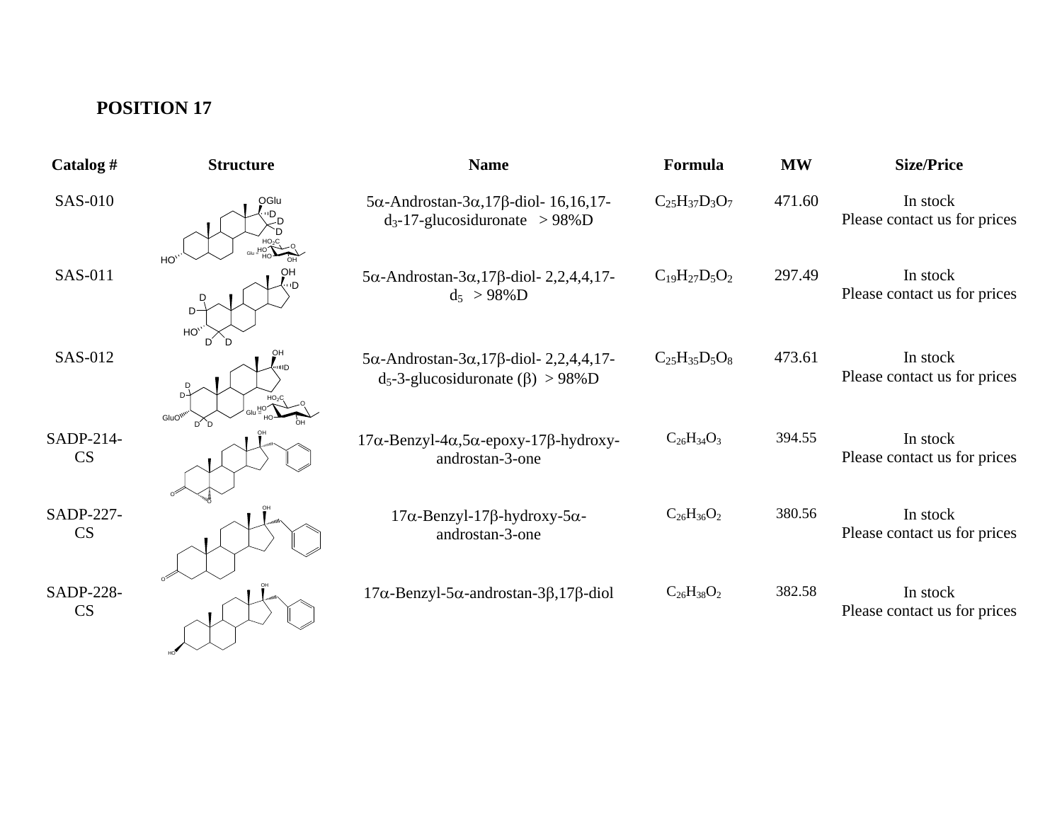**POSITION 17**

| Catalog # | Structure | Name | Formula | MW | Size/Price |
|---|---|---|---|---|---|
| SAS-010 | | 5α-Androstan-3α,17β-diol- 16,16,17-$d_3$-17-glucosiduronate > 98%D | $C_{25}H_{37}D_3O_7$ | 471.60 | In stock Please contact us for prices |
| SAS-011 | | 5α-Androstan-3α,17β-diol- 2,2,4,4,17-$d_5$ > 98%D | $C_{19}H_{27}D_5O_2$ | 297.49 | In stock Please contact us for prices |
| SAS-012 | | 5α-Androstan-3α,17β-diol- 2,2,4,4,17-$d_5$-3-glucosiduronate (β) > 98%D | $C_{25}H_{35}D_5O_8$ | 473.61 | In stock Please contact us for prices |
| SADP-214-CS | | 17α-Benzyl-4α,5α-epoxy-17β-hydroxy-androstan-3-one | $C_{26}H_{34}O_3$ | 394.55 | In stock Please contact us for prices |
| SADP-227-CS | | 17α-Benzyl-17β-hydroxy-5α-androstan-3-one | $C_{26}H_{36}O_2$ | 380.56 | In stock Please contact us for prices |
| SADP-228-CS | | 17α-Benzyl-5α-androstan-3β,17β-diol | $C_{26}H_{38}O_2$ | 382.58 | In stock Please contact us for prices |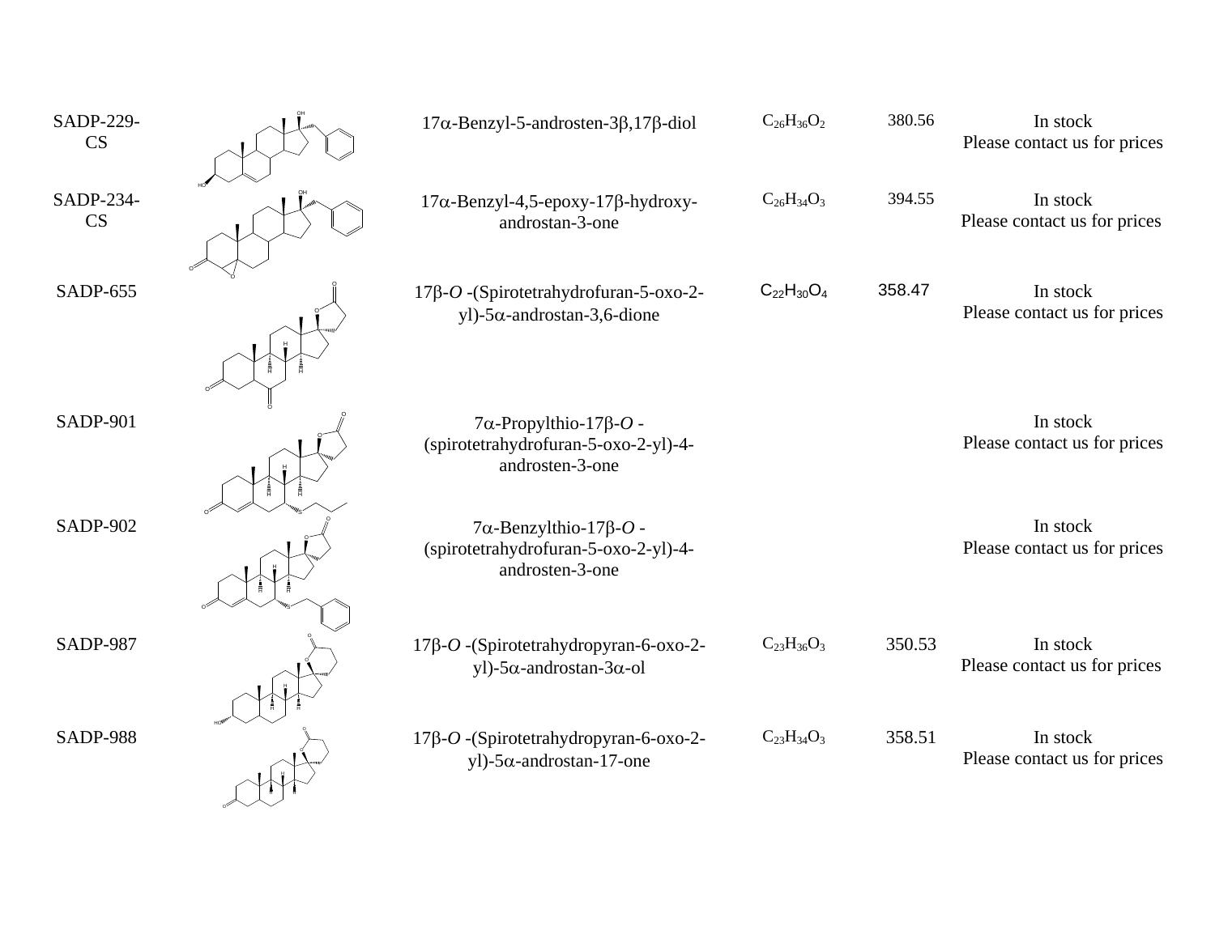| | | | | | |
|---|---|---|---|---|---|
| SADP-229-CS | | 17α-Benzyl-5-androsten-3β,17β-diol | $C_{26}H_{36}O_2$ | 380.56 | In stock Please contact us for prices |
| SADP-234-CS | | 17α-Benzyl-4,5-epoxy-17β-hydroxy-androstan-3-one | $C_{26}H_{34}O_3$ | 394.55 | In stock Please contact us for prices |
| SADP-655 | | 17β-*O* -(Spirotetrahydrofuran-5-oxo-2-yl)-5α-androstan-3,6-dione | $C_{22}H_{30}O_4$ | 358.47 | In stock Please contact us for prices |
| SADP-901 | | 7α-Propylthio-17β-*O* -(spirotetrahydrofuran-5-oxo-2-yl)-4-androsten-3-one | | | In stock Please contact us for prices |
| SADP-902 | | 7α-Benzylthio-17β-*O* -(spirotetrahydrofuran-5-oxo-2-yl)-4-androsten-3-one | | | In stock Please contact us for prices |
| SADP-987 | | 17β-*O* -(Spirotetrahydropyran-6-oxo-2-yl)-5α-androstan-3α-ol | $C_{23}H_{36}O_3$ | 350.53 | In stock Please contact us for prices |
| SADP-988 | | 17β-*O* -(Spirotetrahydropyran-6-oxo-2-yl)-5α-androstan-17-one | $C_{23}H_{34}O_3$ | 358.51 | In stock Please contact us for prices |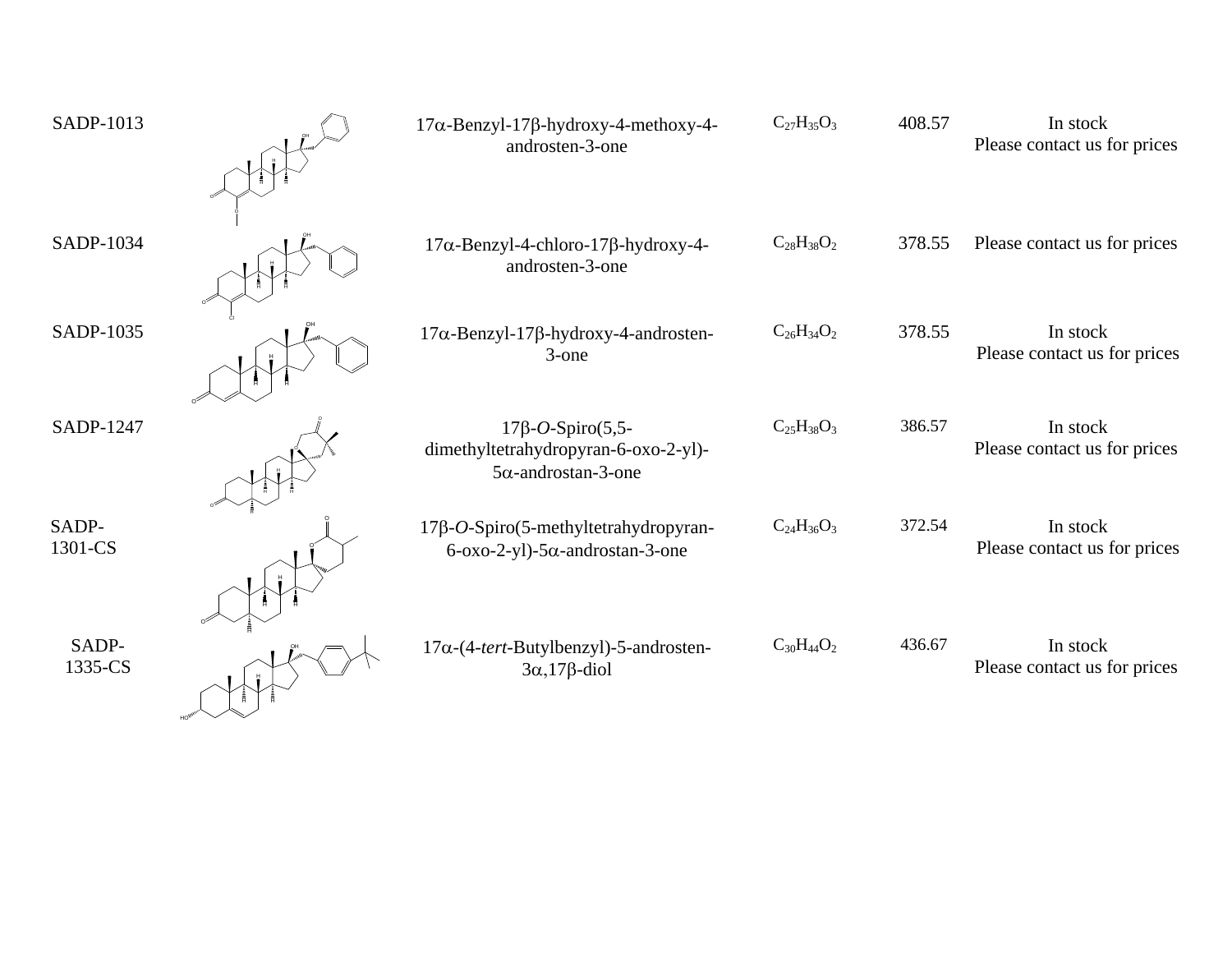| | | | | | |
|---|---|---|---|---|---|
| SADP-1013 | | 17α-Benzyl-17β-hydroxy-4-methoxy-4-androsten-3-one | $C_{27}H_{35}O_3$ | 408.57 | In stock<br>Please contact us for prices |
| SADP-1034 | | 17α-Benzyl-4-chloro-17β-hydroxy-4-androsten-3-one | $C_{28}H_{38}O_2$ | 378.55 | Please contact us for prices |
| SADP-1035 | | 17α-Benzyl-17β-hydroxy-4-androsten-3-one | $C_{26}H_{34}O_2$ | 378.55 | In stock<br>Please contact us for prices |
| SADP-1247 | | 17β-*O*-Spiro(5,5-dimethyltetrahydropyran-6-oxo-2-yl)-5α-androstan-3-one | $C_{25}H_{38}O_3$ | 386.57 | In stock<br>Please contact us for prices |
| SADP-1301-CS | | 17β-*O*-Spiro(5-methyltetrahydropyran-6-oxo-2-yl)-5α-androstan-3-one | $C_{24}H_{36}O_3$ | 372.54 | In stock<br>Please contact us for prices |
| SADP-1335-CS | | 17α-(4-*tert*-Butylbenzyl)-5-androsten-3α,17β-diol | $C_{30}H_{44}O_2$ | 436.67 | In stock<br>Please contact us for prices |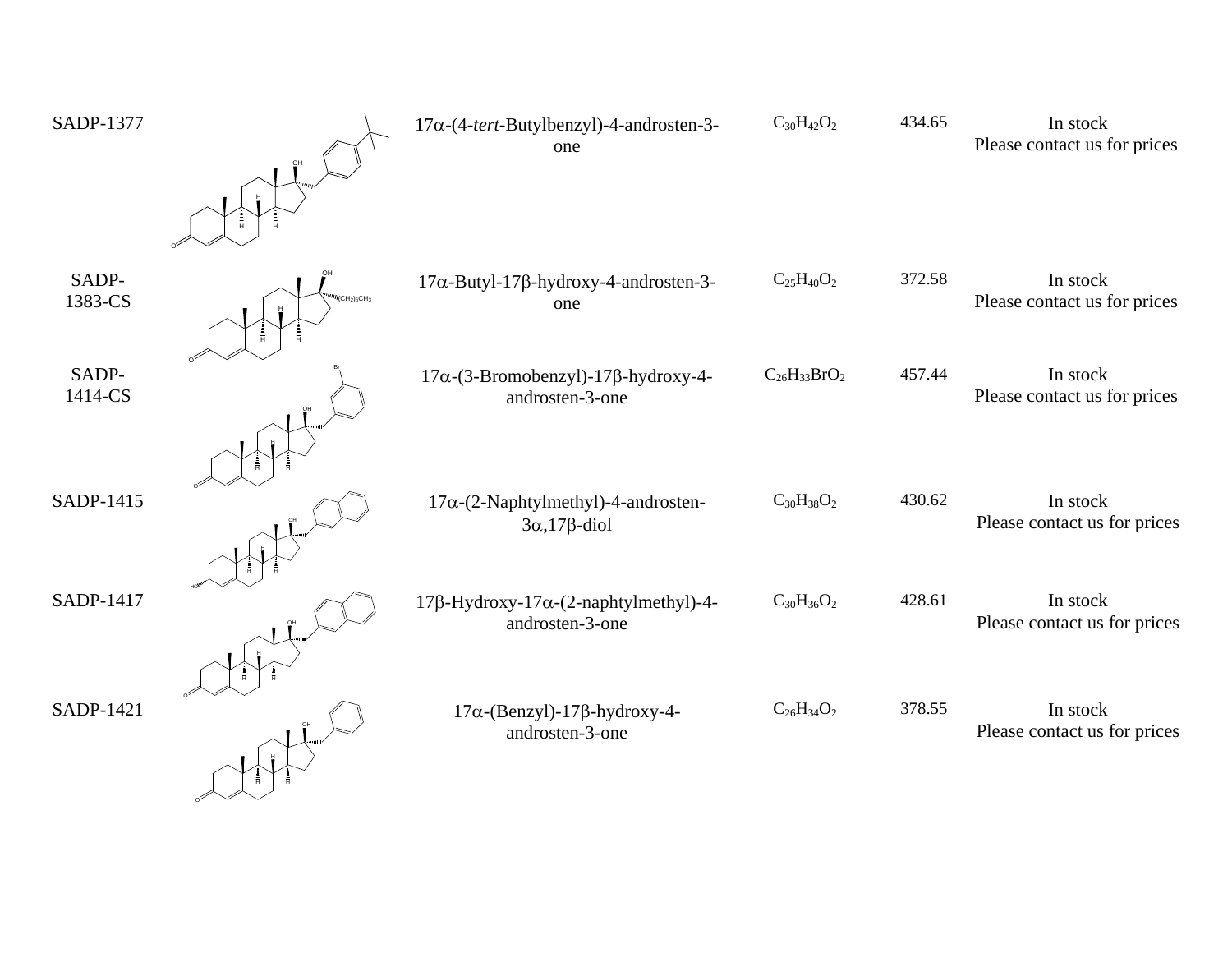| | | | | | |
|---|---|---|---|---|---|
| SADP-1377 | | 17α-(4-*tert*-Butylbenzyl)-4-androsten-3-one | $C_{30}H_{42}O_2$ | 434.65 | In stock<br>Please contact us for prices |
| SADP-1383-CS | | 17α-Butyl-17β-hydroxy-4-androsten-3-one | $C_{25}H_{40}O_2$ | 372.58 | In stock<br>Please contact us for prices |
| SADP-1414-CS | | 17α-(3-Bromobenzyl)-17β-hydroxy-4-androsten-3-one | $C_{26}H_{33}BrO_2$ | 457.44 | In stock<br>Please contact us for prices |
| SADP-1415 | | 17α-(2-Naphtylmethyl)-4-androsten-3α,17β-diol | $C_{30}H_{38}O_2$ | 430.62 | In stock<br>Please contact us for prices |
| SADP-1417 | | 17β-Hydroxy-17α-(2-naphtylmethyl)-4-androsten-3-one | $C_{30}H_{36}O_2$ | 428.61 | In stock<br>Please contact us for prices |
| SADP-1421 | | 17α-(Benzyl)-17β-hydroxy-4-androsten-3-one | $C_{26}H_{34}O_2$ | 378.55 | In stock<br>Please contact us for prices |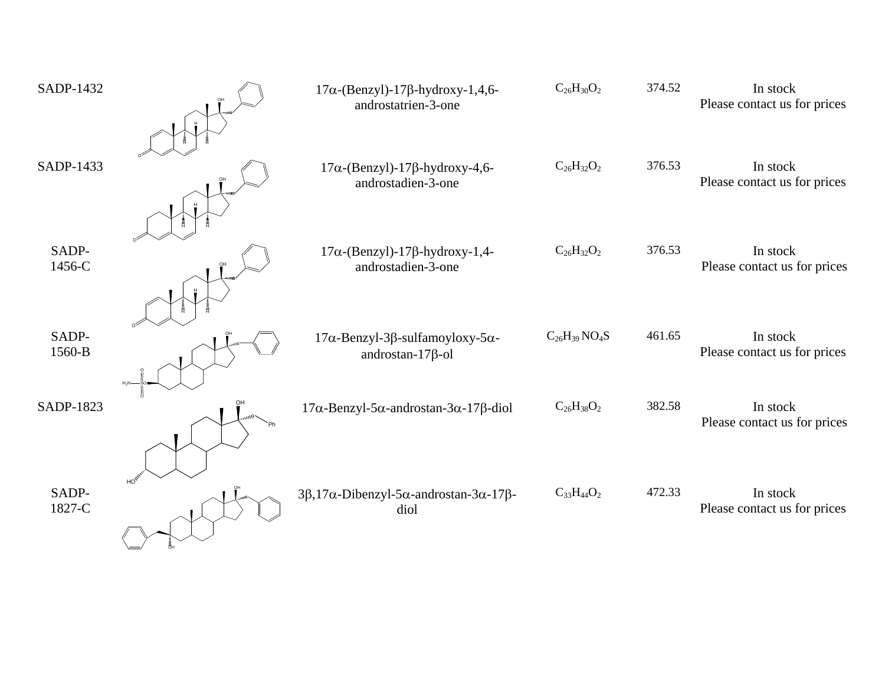| | | | | | |
|---|---|---|---|---|---|
| SADP-1432 | | 17α-(Benzyl)-17β-hydroxy-1,4,6-androstatrien-3-one | $C_{26}H_{30}O_2$ | 374.52 | In stock<br>Please contact us for prices |
| SADP-1433 | | 17α-(Benzyl)-17β-hydroxy-4,6-androstadien-3-one | $C_{26}H_{32}O_2$ | 376.53 | In stock<br>Please contact us for prices |
| SADP-1456-C | | 17α-(Benzyl)-17β-hydroxy-1,4-androstadien-3-one | $C_{26}H_{32}O_2$ | 376.53 | In stock<br>Please contact us for prices |
| SADP-1560-B | | 17α-Benzyl-3β-sulfamoyloxy-5α-androstan-17β-ol | $C_{26}H_{39}NO_4S$ | 461.65 | In stock<br>Please contact us for prices |
| SADP-1823 | | 17α-Benzyl-5α-androstan-3α-17β-diol | $C_{26}H_{38}O_2$ | 382.58 | In stock<br>Please contact us for prices |
| SADP-1827-C | | 3β,17α-Dibenzyl-5α-androstan-3α-17β-diol | $C_{33}H_{44}O_2$ | 472.33 | In stock<br>Please contact us for prices |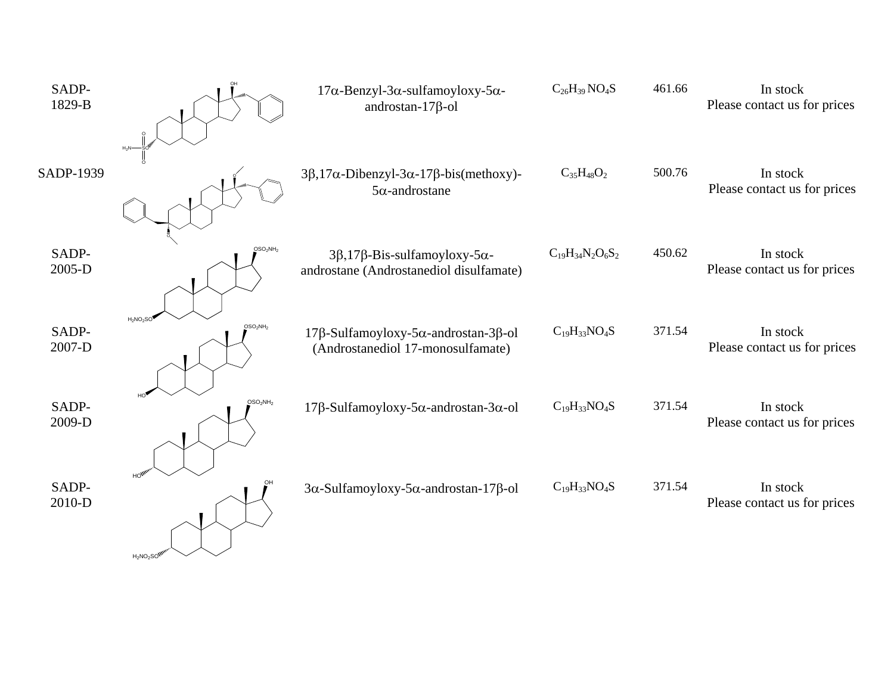| | | | | | |
|---|---|---|---|---|---|
| SADP-1829-B | | 17α-Benzyl-3α-sulfamoyloxy-5α-androstan-17β-ol | $C_{26}H_{39}NO_4S$ | 461.66 | In stock<br>Please contact us for prices |
| SADP-1939 | | 3β,17α-Dibenzyl-3α-17β-bis(methoxy)-5α-androstane | $C_{35}H_{48}O_2$ | 500.76 | In stock<br>Please contact us for prices |
| SADP-2005-D | | 3β,17β-Bis-sulfamoyloxy-5α-androstane (Androstanediol disulfamate) | $C_{19}H_{34}N_2O_6S_2$ | 450.62 | In stock<br>Please contact us for prices |
| SADP-2007-D | | 17β-Sulfamoyloxy-5α-androstan-3β-ol (Androstanediol 17-monosulfamate) | $C_{19}H_{33}NO_4S$ | 371.54 | In stock<br>Please contact us for prices |
| SADP-2009-D | | 17β-Sulfamoyloxy-5α-androstan-3α-ol | $C_{19}H_{33}NO_4S$ | 371.54 | In stock<br>Please contact us for prices |
| SADP-2010-D | | 3α-Sulfamoyloxy-5α-androstan-17β-ol | $C_{19}H_{33}NO_4S$ | 371.54 | In stock<br>Please contact us for prices |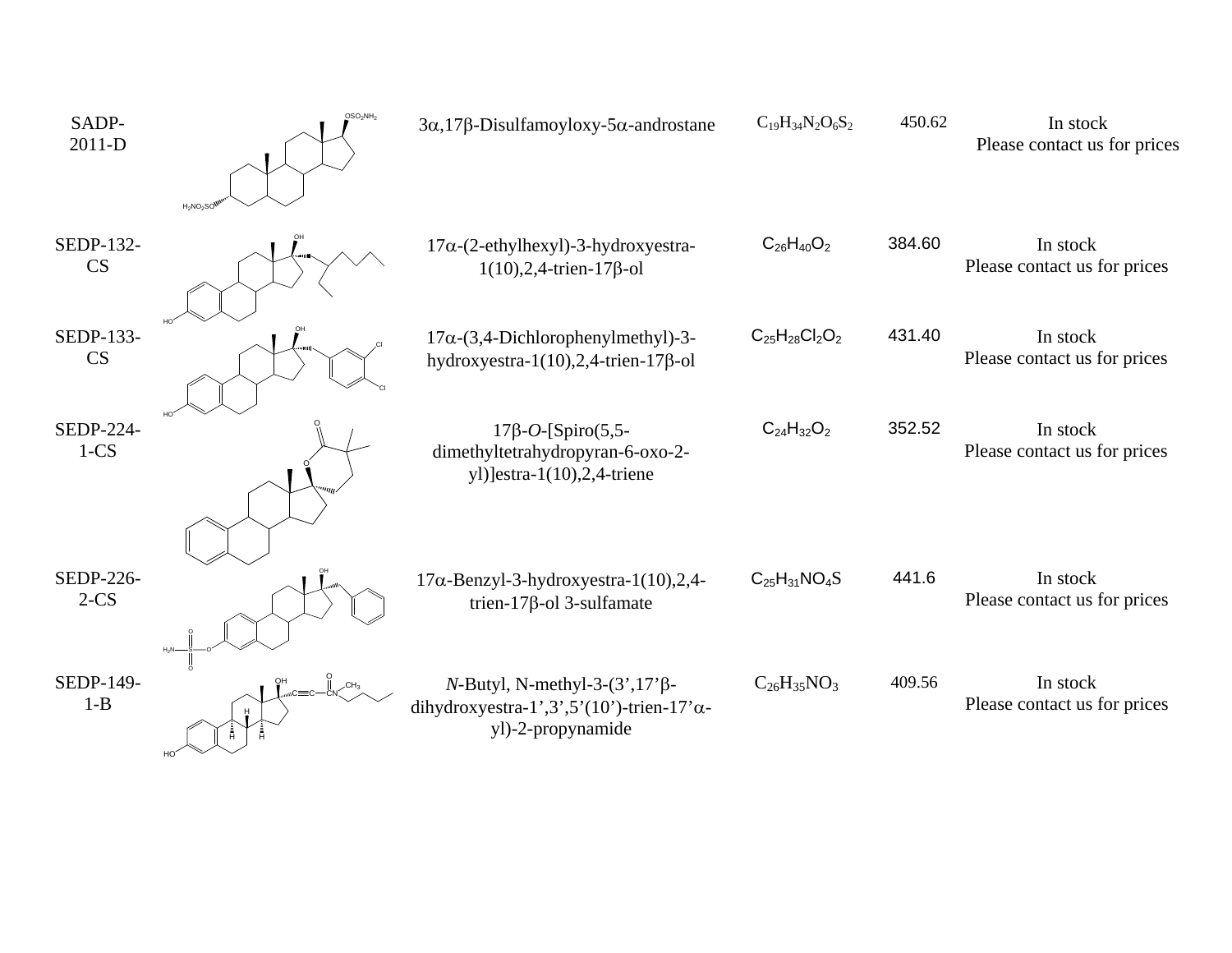| | | | | | |
|---|---|---|---|---|---|
| SADP-2011-D | | 3α,17β-Disulfamoyloxy-5α-androstane | $C_{19}H_{34}N_2O_6S_2$ | 450.62 | In stock Please contact us for prices |
| SEDP-132-CS | | 17α-(2-ethylhexyl)-3-hydroxyestra-1(10),2,4-trien-17β-ol | $C_{26}H_{40}O_2$ | 384.60 | In stock Please contact us for prices |
| SEDP-133-CS | | 17α-(3,4-Dichlorophenylmethyl)-3-hydroxyestra-1(10),2,4-trien-17β-ol | $C_{25}H_{28}Cl_2O_2$ | 431.40 | In stock Please contact us for prices |
| SEDP-224-1-CS | | 17β-*O*-[Spiro(5,5-dimethyltetrahydropyran-6-oxo-2-yl)]estra-1(10),2,4-triene | $C_{24}H_{32}O_2$ | 352.52 | In stock Please contact us for prices |
| SEDP-226-2-CS | | 17α-Benzyl-3-hydroxyestra-1(10),2,4-trien-17β-ol 3-sulfamate | $C_{25}H_{31}NO_4S$ | 441.6 | In stock Please contact us for prices |
| SEDP-149-1-B | | *N*-Butyl, N-methyl-3-(3',17'β-dihydroxyestra-1',3',5'(10')-trien-17'α-yl)-2-propynamide | $C_{26}H_{35}NO_3$ | 409.56 | In stock Please contact us for prices |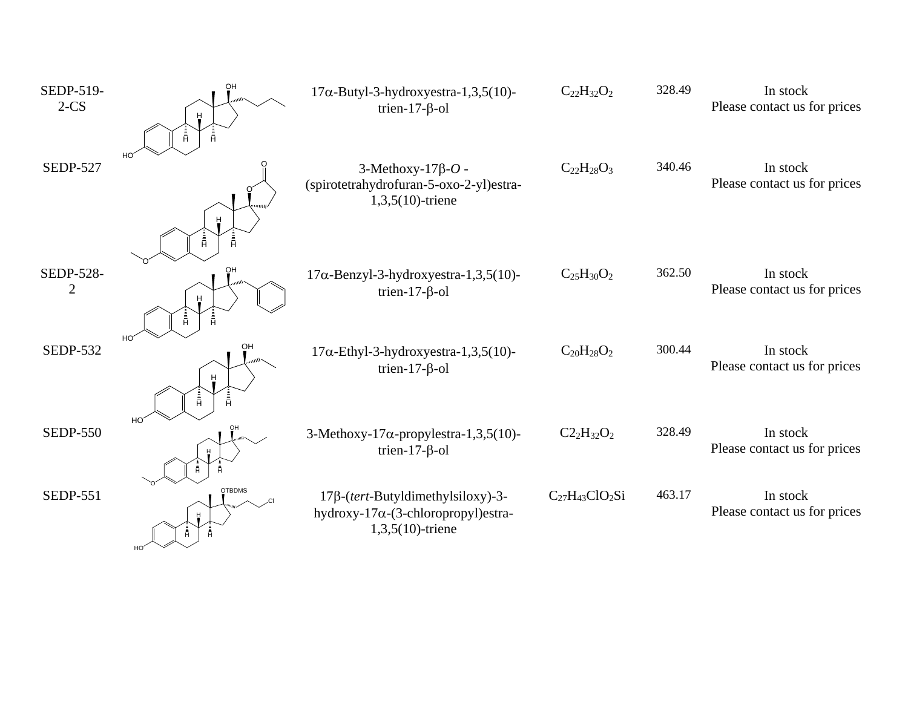| | | | | | |
|---|---|---|---|---|---|
| SEDP-519-2-CS | | 17α-Butyl-3-hydroxyestra-1,3,5(10)-trien-17-β-ol | $C_{22}H_{32}O_2$ | 328.49 | In stock<br>Please contact us for prices |
| SEDP-527 | | 3-Methoxy-17β-*O* -(spirotetrahydrofuran-5-oxo-2-yl)estra-1,3,5(10)-triene | $C_{22}H_{28}O_3$ | 340.46 | In stock<br>Please contact us for prices |
| SEDP-528-2 | | 17α-Benzyl-3-hydroxyestra-1,3,5(10)-trien-17-β-ol | $C_{25}H_{30}O_2$ | 362.50 | In stock<br>Please contact us for prices |
| SEDP-532 | | 17α-Ethyl-3-hydroxyestra-1,3,5(10)-trien-17-β-ol | $C_{20}H_{28}O_2$ | 300.44 | In stock<br>Please contact us for prices |
| SEDP-550 | | 3-Methoxy-17α-propylestra-1,3,5(10)-trien-17-β-ol | C2$_2$H$_{32}$O$_2$ | 328.49 | In stock<br>Please contact us for prices |
| SEDP-551 | | 17β-(*tert*-Butyldimethylsiloxy)-3-hydroxy-17α-(3-chloropropyl)estra-1,3,5(10)-triene | $C_{27}H_{43}ClO_2Si$ | 463.17 | In stock<br>Please contact us for prices |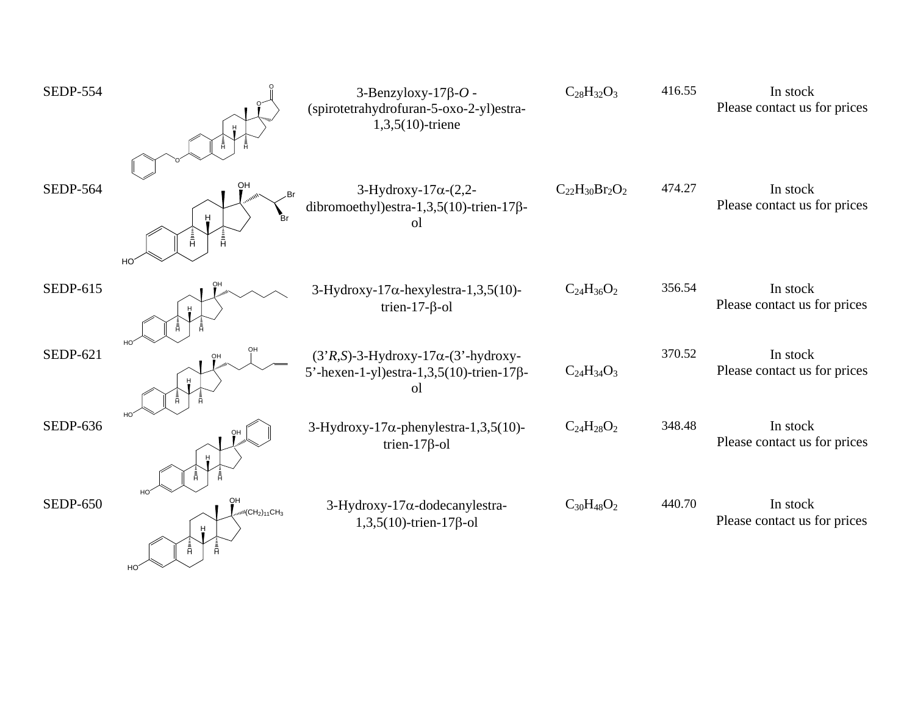| | | | | | |
|---|---|---|---|---|---|
| SEDP-554 | | 3-Benzyloxy-17β-*O*-(spirotetrahydrofuran-5-oxo-2-yl)estra-1,3,5(10)-triene | $C_{28}H_{32}O_3$ | 416.55 | In stock<br>Please contact us for prices |
| SEDP-564 | | 3-Hydroxy-17α-(2,2-dibromoethyl)estra-1,3,5(10)-trien-17β-ol | $C_{22}H_{30}Br_2O_2$ | 474.27 | In stock<br>Please contact us for prices |
| SEDP-615 | | 3-Hydroxy-17α-hexylestra-1,3,5(10)-trien-17-β-ol | $C_{24}H_{36}O_2$ | 356.54 | In stock<br>Please contact us for prices |
| SEDP-621 | | (3'*R*,*S*)-3-Hydroxy-17α-(3'-hydroxy-5'-hexen-1-yl)estra-1,3,5(10)-trien-17β-ol | $C_{24}H_{34}O_3$ | 370.52 | In stock<br>Please contact us for prices |
| SEDP-636 | | 3-Hydroxy-17α-phenylestra-1,3,5(10)-trien-17β-ol | $C_{24}H_{28}O_2$ | 348.48 | In stock<br>Please contact us for prices |
| SEDP-650 | | 3-Hydroxy-17α-dodecanylestra-1,3,5(10)-trien-17β-ol | $C_{30}H_{48}O_2$ | 440.70 | In stock<br>Please contact us for prices |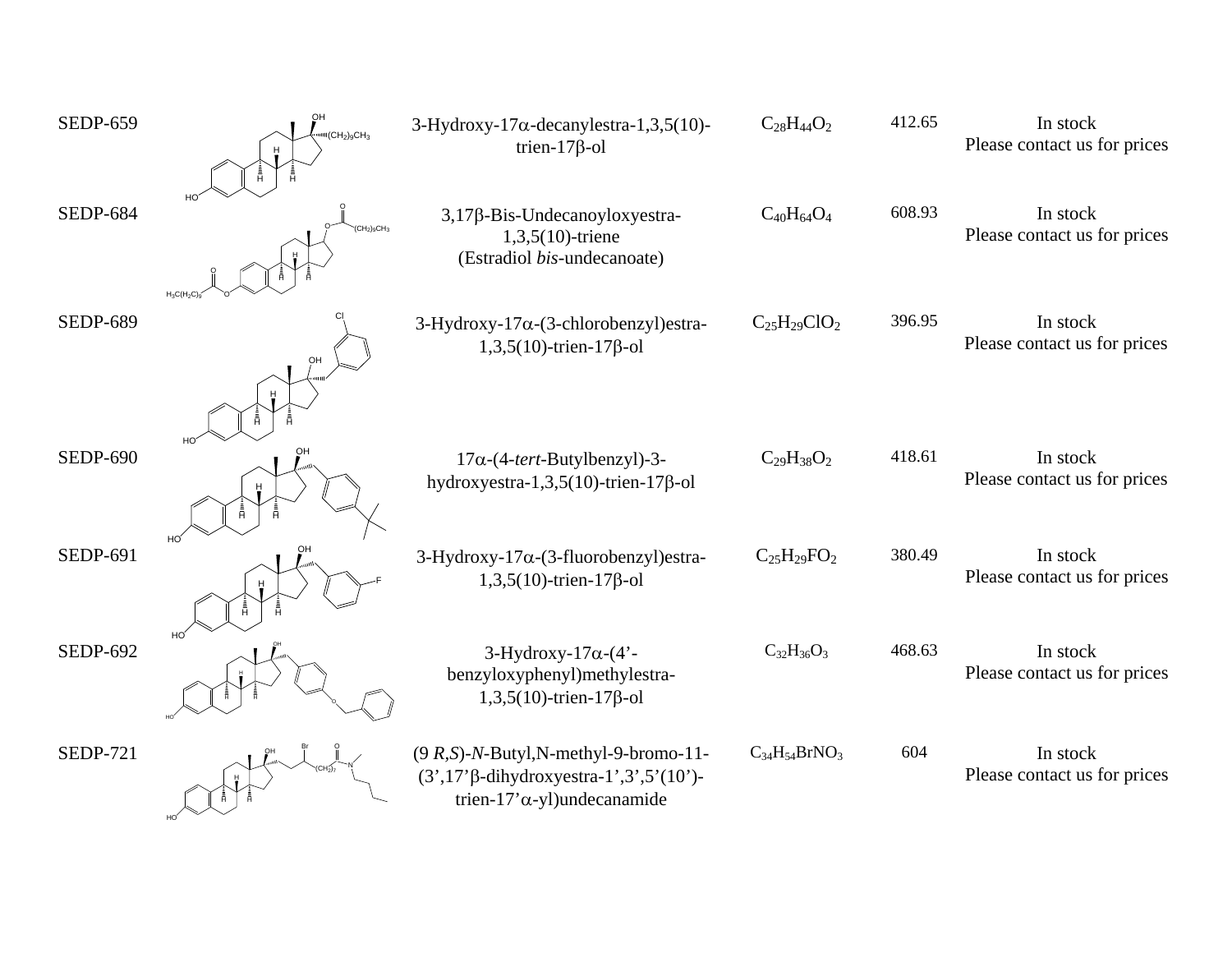| | | | | | |
|---|---|---|---|---|---|
| SEDP-659 | | 3-Hydroxy-17α-decanylestra-1,3,5(10)-trien-17β-ol | $C_{28}H_{44}O_2$ | 412.65 | In stock<br>Please contact us for prices |
| SEDP-684 | | 3,17β-Bis-Undecanoyloxyestra-1,3,5(10)-triene<br>(Estradiol *bis*-undecanoate) | $C_{40}H_{64}O_4$ | 608.93 | In stock<br>Please contact us for prices |
| SEDP-689 | | 3-Hydroxy-17α-(3-chlorobenzyl)estra-1,3,5(10)-trien-17β-ol | $C_{25}H_{29}ClO_2$ | 396.95 | In stock<br>Please contact us for prices |
| SEDP-690 | | 17α-(4-*tert*-Butylbenzyl)-3-hydroxyestra-1,3,5(10)-trien-17β-ol | $C_{29}H_{38}O_2$ | 418.61 | In stock<br>Please contact us for prices |
| SEDP-691 | | 3-Hydroxy-17α-(3-fluorobenzyl)estra-1,3,5(10)-trien-17β-ol | $C_{25}H_{29}FO_2$ | 380.49 | In stock<br>Please contact us for prices |
| SEDP-692 | | 3-Hydroxy-17α-(4'-benzyloxyphenyl)methylestra-1,3,5(10)-trien-17β-ol | $C_{32}H_{36}O_3$ | 468.63 | In stock<br>Please contact us for prices |
| SEDP-721 | | (9 *R,S*)-*N*-Butyl,N-methyl-9-bromo-11-(3',17'β-dihydroxyestra-1',3',5'(10')-trien-17'α-yl)undecanamide | $C_{34}H_{54}BrNO_3$ | 604 | In stock<br>Please contact us for prices |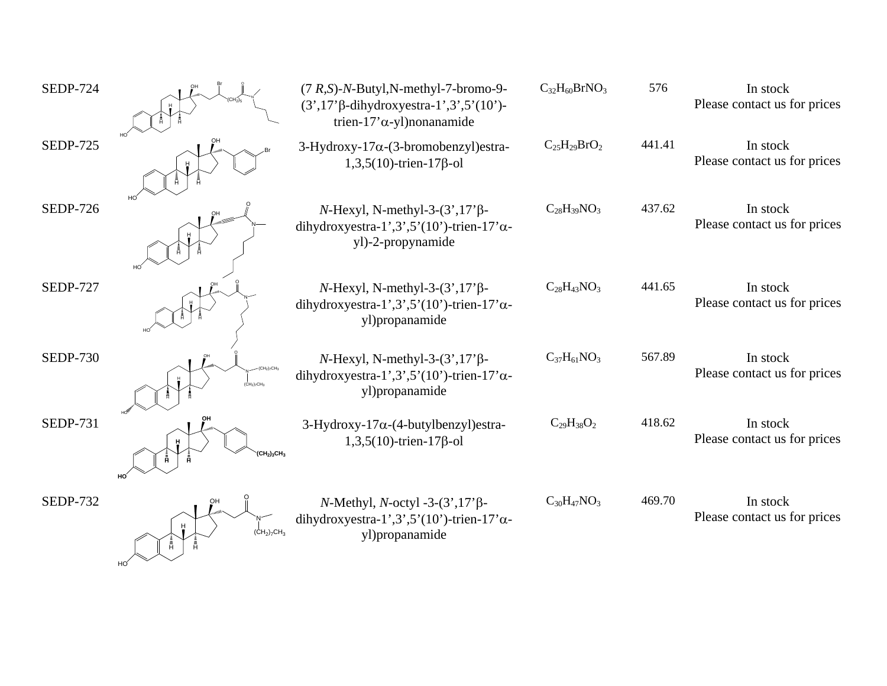| | | | | | |
|---|---|---|---|---|---|
| SEDP-724 | | (7 *R,S*)-*N*-Butyl,N-methyl-7-bromo-9-(3’,17’β-dihydroxyestra-1’,3’,5’(10’)-trien-17’α-yl)nonanamide | $C_{32}H_{60}BrNO_3$ | 576 | In stock Please contact us for prices |
| SEDP-725 | | 3-Hydroxy-17α-(3-bromobenzyl)estra-1,3,5(10)-trien-17β-ol | $C_{25}H_{29}BrO_2$ | 441.41 | In stock Please contact us for prices |
| SEDP-726 | | *N*-Hexyl, N-methyl-3-(3’,17’β-dihydroxyestra-1’,3’,5’(10’)-trien-17’α-yl)-2-propynamide | $C_{28}H_{39}NO_3$ | 437.62 | In stock Please contact us for prices |
| SEDP-727 | | *N*-Hexyl, N-methyl-3-(3’,17’β-dihydroxyestra-1’,3’,5’(10’)-trien-17’α-yl)propanamide | $C_{28}H_{43}NO_3$ | 441.65 | In stock Please contact us for prices |
| SEDP-730 | | *N*-Hexyl, N-methyl-3-(3’,17’β-dihydroxyestra-1’,3’,5’(10’)-trien-17’α-yl)propanamide | $C_{37}H_{61}NO_3$ | 567.89 | In stock Please contact us for prices |
| SEDP-731 | | 3-Hydroxy-17α-(4-butylbenzyl)estra-1,3,5(10)-trien-17β-ol | $C_{29}H_{38}O_2$ | 418.62 | In stock Please contact us for prices |
| SEDP-732 | | *N*-Methyl, *N*-octyl -3-(3’,17’β-dihydroxyestra-1’,3’,5’(10’)-trien-17’α-yl)propanamide | $C_{30}H_{47}NO_3$ | 469.70 | In stock Please contact us for prices |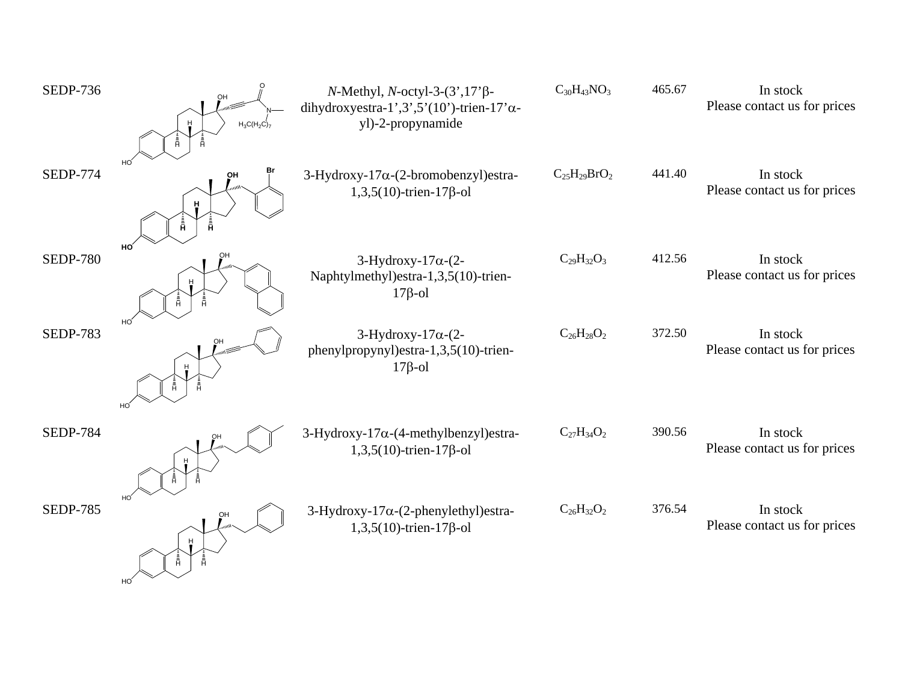| | | | | | |
|---|---|---|---|---|---|
| SEDP-736 | | *N*-Methyl, *N*-octyl-3-(3',17'β-dihydroxyestra-1',3',5'(10')-trien-17'α-yl)-2-propynamide | $C_{30}H_{43}NO_3$ | 465.67 | In stock<br>Please contact us for prices |
| SEDP-774 | | 3-Hydroxy-17α-(2-bromobenzyl)estra-1,3,5(10)-trien-17β-ol | $C_{25}H_{29}BrO_2$ | 441.40 | In stock<br>Please contact us for prices |
| SEDP-780 | | 3-Hydroxy-17α-(2-Naphtylmethyl)estra-1,3,5(10)-trien-17β-ol | $C_{29}H_{32}O_3$ | 412.56 | In stock<br>Please contact us for prices |
| SEDP-783 | | 3-Hydroxy-17α-(2-phenylpropynyl)estra-1,3,5(10)-trien-17β-ol | $C_{26}H_{28}O_2$ | 372.50 | In stock<br>Please contact us for prices |
| SEDP-784 | | 3-Hydroxy-17α-(4-methylbenzyl)estra-1,3,5(10)-trien-17β-ol | $C_{27}H_{34}O_2$ | 390.56 | In stock<br>Please contact us for prices |
| SEDP-785 | | 3-Hydroxy-17α-(2-phenylethyl)estra-1,3,5(10)-trien-17β-ol | $C_{26}H_{32}O_2$ | 376.54 | In stock<br>Please contact us for prices |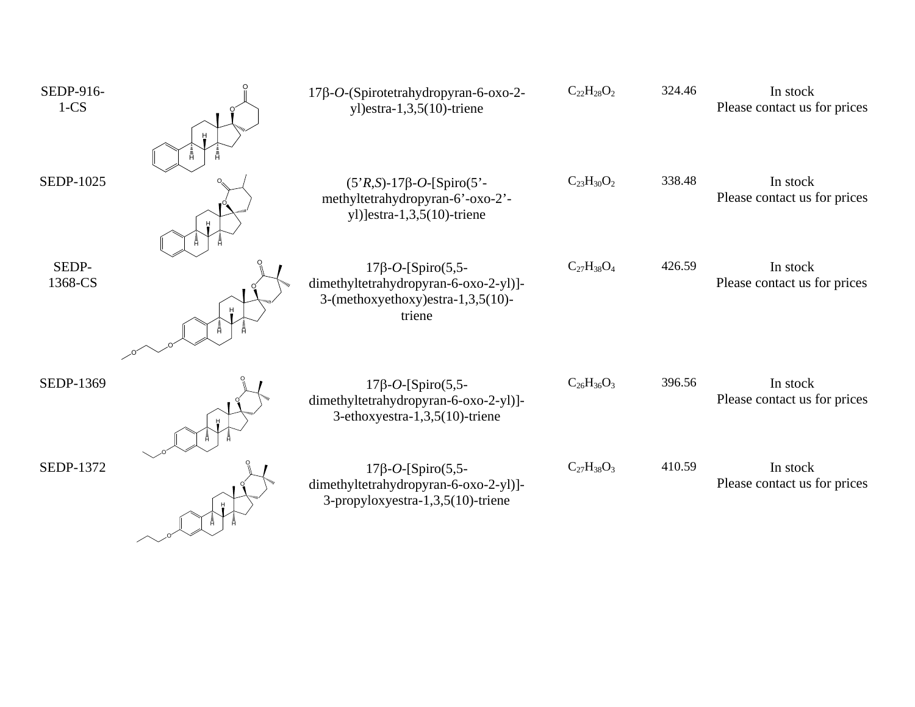| | | | | | |
|---|---|---|---|---|---|
| SEDP-916-1-CS | | 17β-*O*-(Spirotetrahydropyran-6-oxo-2-yl)estra-1,3,5(10)-triene | $C_{22}H_{28}O_2$ | 324.46 | In stock<br>Please contact us for prices |
| SEDP-1025 | | (5'*R*,*S*)-17β-*O*-[Spiro(5'-methyltetrahydropyran-6'-oxo-2'-yl)]estra-1,3,5(10)-triene | $C_{23}H_{30}O_2$ | 338.48 | In stock<br>Please contact us for prices |
| SEDP-1368-CS | | 17β-*O*-[Spiro(5,5-dimethyltetrahydropyran-6-oxo-2-yl)]-3-(methoxyethoxy)estra-1,3,5(10)-triene | $C_{27}H_{38}O_4$ | 426.59 | In stock<br>Please contact us for prices |
| SEDP-1369 | | 17β-*O*-[Spiro(5,5-dimethyltetrahydropyran-6-oxo-2-yl)]-3-ethoxyestra-1,3,5(10)-triene | $C_{26}H_{36}O_3$ | 396.56 | In stock<br>Please contact us for prices |
| SEDP-1372 | | 17β-*O*-[Spiro(5,5-dimethyltetrahydropyran-6-oxo-2-yl)]-3-propyloxyestra-1,3,5(10)-triene | $C_{27}H_{38}O_3$ | 410.59 | In stock<br>Please contact us for prices |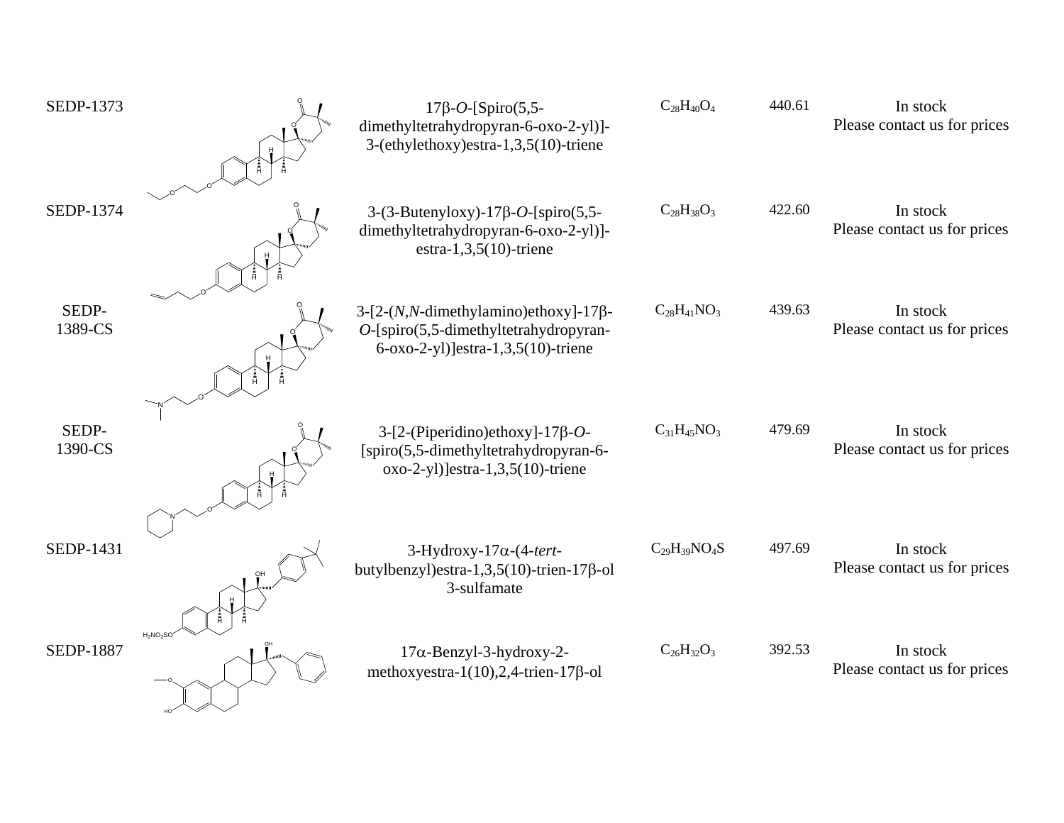| | | | | | |
|---|---|---|---|---|---|
| SEDP-1373 | | 17β-*O*-[Spiro(5,5-dimethyltetrahydropyran-6-oxo-2-yl)]-3-(ethylethoxy)estra-1,3,5(10)-triene | $C_{28}H_{40}O_4$ | 440.61 | In stock<br>Please contact us for prices |
| SEDP-1374 | | 3-(3-Butenyloxy)-17β-*O*-[spiro(5,5-dimethyltetrahydropyran-6-oxo-2-yl)]-estra-1,3,5(10)-triene | $C_{28}H_{38}O_3$ | 422.60 | In stock<br>Please contact us for prices |
| SEDP-1389-CS | | 3-[2-(*N*,*N*-dimethylamino)ethoxy]-17β-*O*-[spiro(5,5-dimethyltetrahydropyran-6-oxo-2-yl)]estra-1,3,5(10)-triene | $C_{28}H_{41}NO_3$ | 439.63 | In stock<br>Please contact us for prices |
| SEDP-1390-CS | | 3-[2-(Piperidino)ethoxy]-17β-*O*-[spiro(5,5-dimethyltetrahydropyran-6-oxo-2-yl)]estra-1,3,5(10)-triene | $C_{31}H_{45}NO_3$ | 479.69 | In stock<br>Please contact us for prices |
| SEDP-1431 | | 3-Hydroxy-17α-(4-*tert*-butylbenzyl)estra-1,3,5(10)-trien-17β-ol 3-sulfamate | $C_{29}H_{39}NO_4S$ | 497.69 | In stock<br>Please contact us for prices |
| SEDP-1887 | | 17α-Benzyl-3-hydroxy-2-methoxyestra-1(10),2,4-trien-17β-ol | $C_{26}H_{32}O_3$ | 392.53 | In stock<br>Please contact us for prices |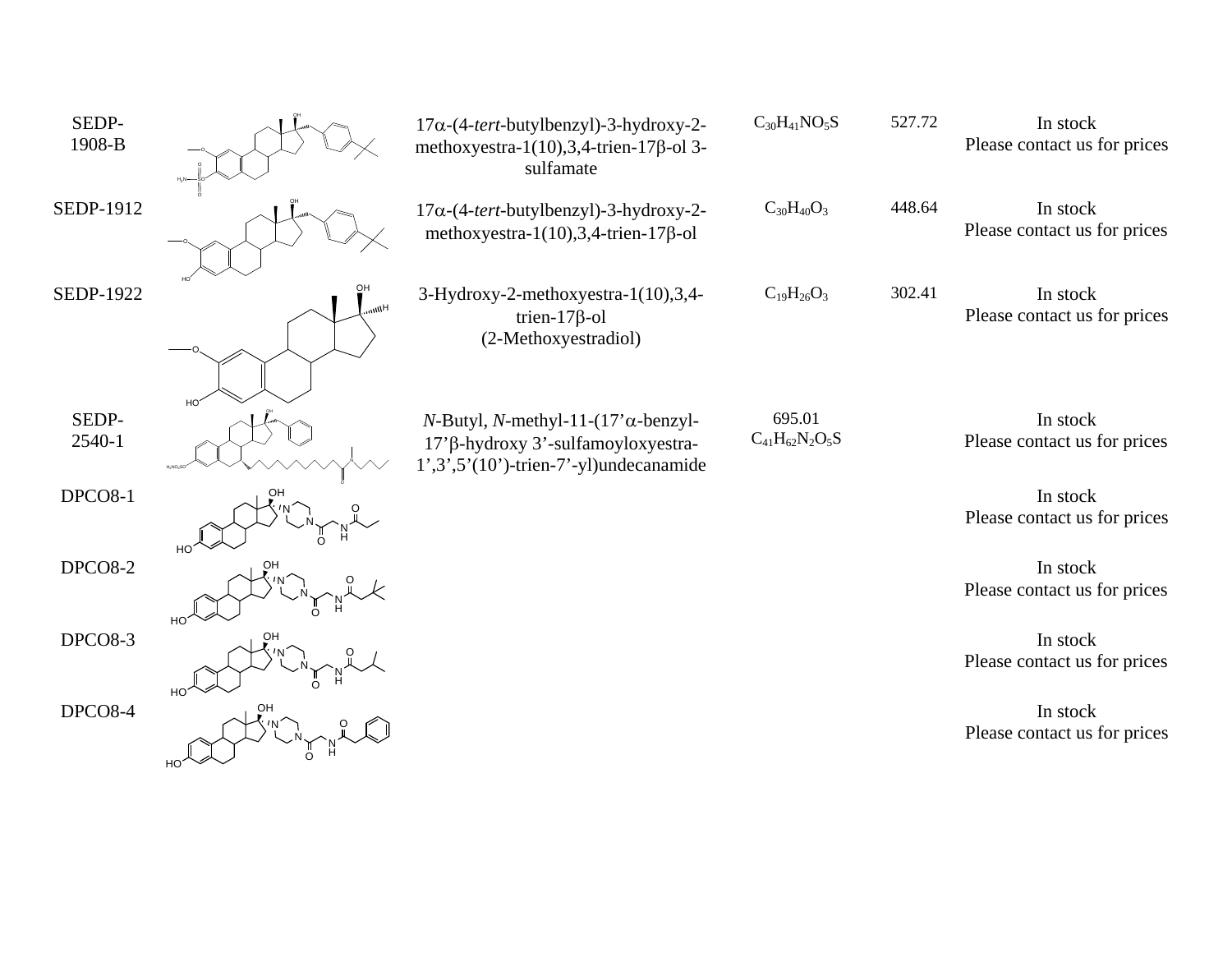| | | | | | |
|---|---|---|---|---|---|
| SEDP-1908-B | | 17α-(4-*tert*-butylbenzyl)-3-hydroxy-2-methoxyestra-1(10),3,4-trien-17β-ol 3-sulfamate | $C_{30}H_{41}NO_5S$ | 527.72 | In stock<br>Please contact us for prices |
| SEDP-1912 | | 17α-(4-*tert*-butylbenzyl)-3-hydroxy-2-methoxyestra-1(10),3,4-trien-17β-ol | $C_{30}H_{40}O_3$ | 448.64 | In stock<br>Please contact us for prices |
| SEDP-1922 | | 3-Hydroxy-2-methoxyestra-1(10),3,4-trien-17β-ol<br>(2-Methoxyestradiol) | $C_{19}H_{26}O_3$ | 302.41 | In stock<br>Please contact us for prices |
| SEDP-2540-1 | | *N*-Butyl, *N*-methyl-11-(17'α-benzyl-17'β-hydroxy 3'-sulfamoyloxyestra-1',3',5'(10')-trien-7'-yl)undecanamide | 695.01<br>$C_{41}H_{62}N_2O_5S$ | | In stock<br>Please contact us for prices |
| DPCO8-1 | | | | | In stock<br>Please contact us for prices |
| DPCO8-2 | | | | | In stock<br>Please contact us for prices |
| DPCO8-3 | | | | | In stock<br>Please contact us for prices |
| DPCO8-4 | | | | | In stock<br>Please contact us for prices |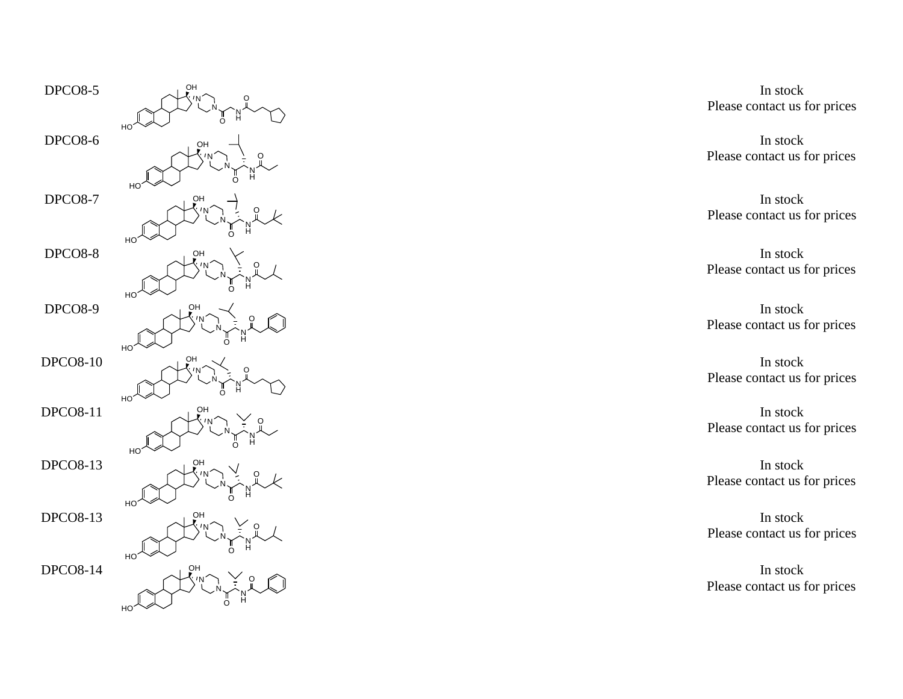| | | |
|---|---|---|
| DPCO8-5 | | In stock<br>Please contact us for prices |
| DPCO8-6 | | In stock<br>Please contact us for prices |
| DPCO8-7 | | In stock<br>Please contact us for prices |
| DPCO8-8 | | In stock<br>Please contact us for prices |
| DPCO8-9 | | In stock<br>Please contact us for prices |
| DPCO8-10 | | In stock<br>Please contact us for prices |
| DPCO8-11 | | In stock<br>Please contact us for prices |
| DPCO8-13 | | In stock<br>Please contact us for prices |
| DPCO8-13 | | In stock<br>Please contact us for prices |
| DPCO8-14 | | In stock<br>Please contact us for prices |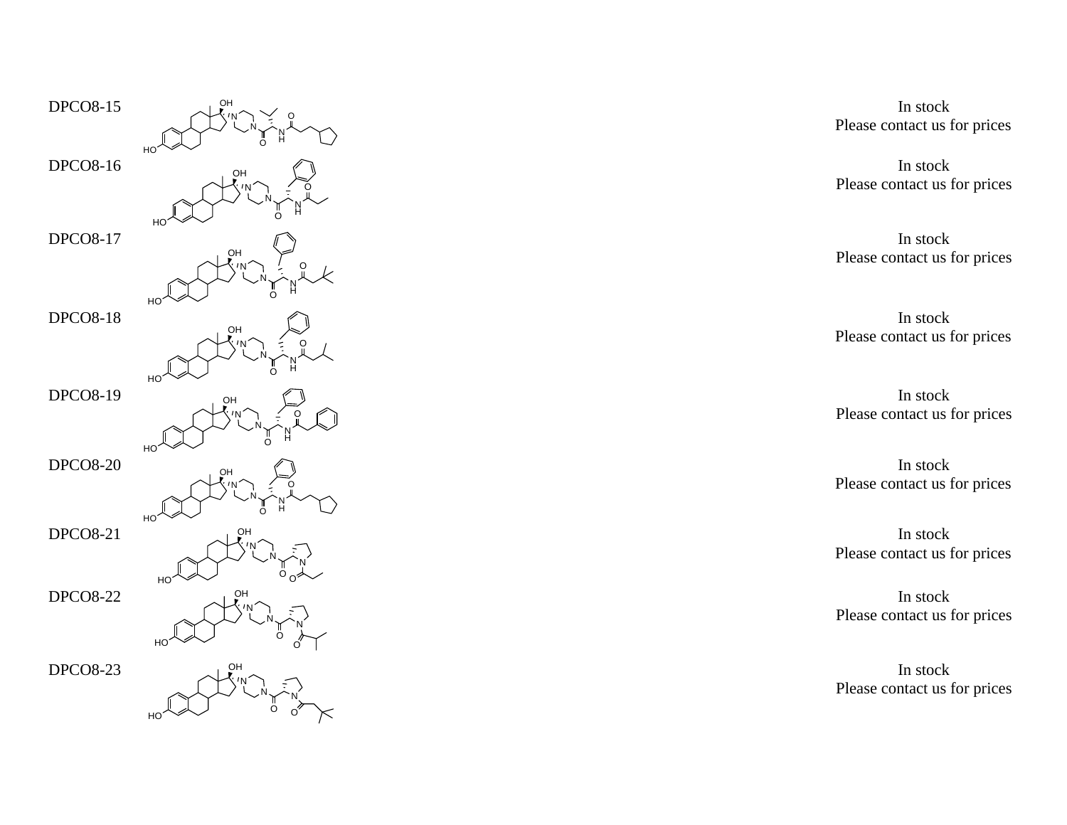| | | |
|---|---|---|
| DPCO8-15 | | In stock<br>Please contact us for prices |
| DPCO8-16 | | In stock<br>Please contact us for prices |
| DPCO8-17 | | In stock<br>Please contact us for prices |
| DPCO8-18 | | In stock<br>Please contact us for prices |
| DPCO8-19 | | In stock<br>Please contact us for prices |
| DPCO8-20 | | In stock<br>Please contact us for prices |
| DPCO8-21 | | In stock<br>Please contact us for prices |
| DPCO8-22 | | In stock<br>Please contact us for prices |
| DPCO8-23 | | In stock<br>Please contact us for prices |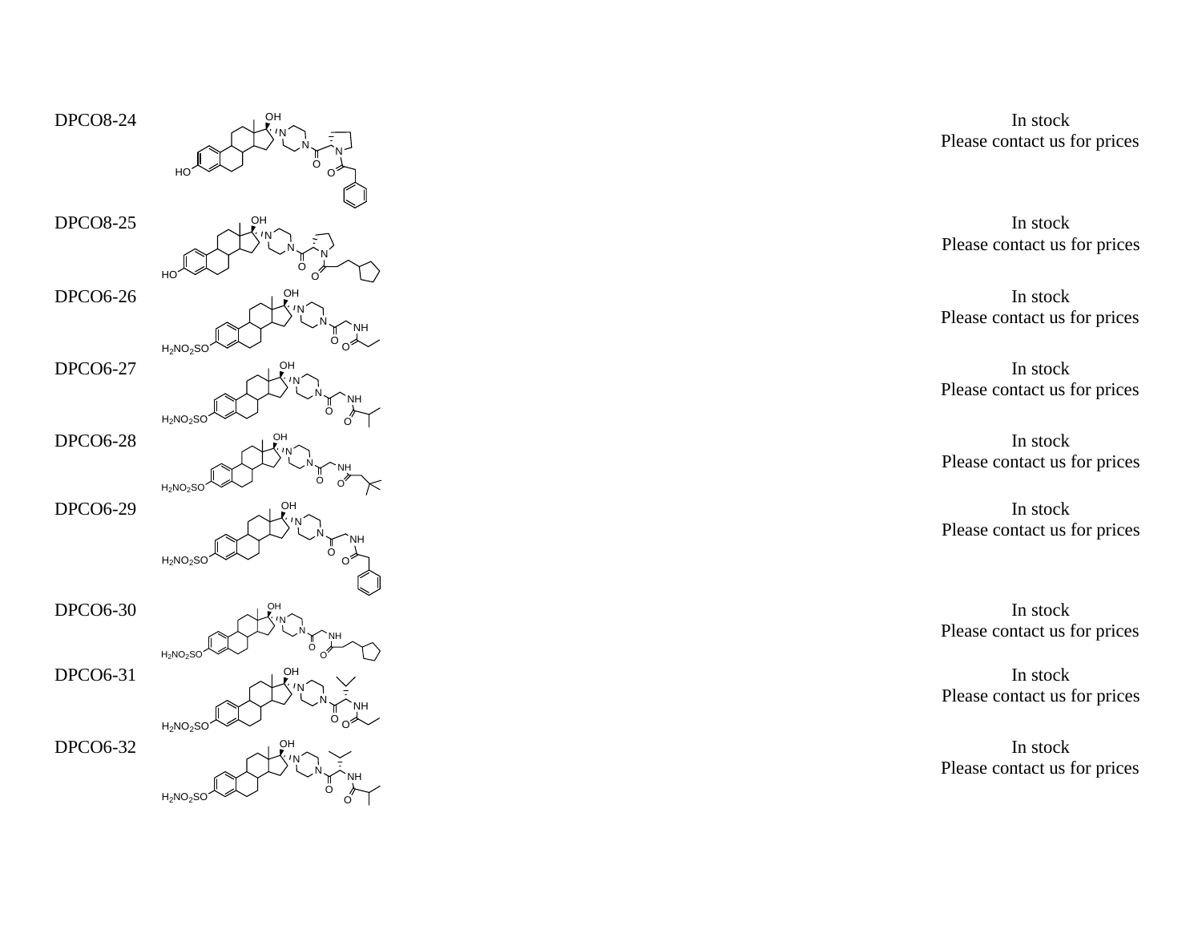| | | |
|---|---|---|
| DPCO8-24 | | In stock<br>Please contact us for prices |
| DPCO8-25 | | In stock<br>Please contact us for prices |
| DPCO6-26 | | In stock<br>Please contact us for prices |
| DPCO6-27 | | In stock<br>Please contact us for prices |
| DPCO6-28 | | In stock<br>Please contact us for prices |
| DPCO6-29 | | In stock<br>Please contact us for prices |
| DPCO6-30 | | In stock<br>Please contact us for prices |
| DPCO6-31 | | In stock<br>Please contact us for prices |
| DPCO6-32 | | In stock<br>Please contact us for prices |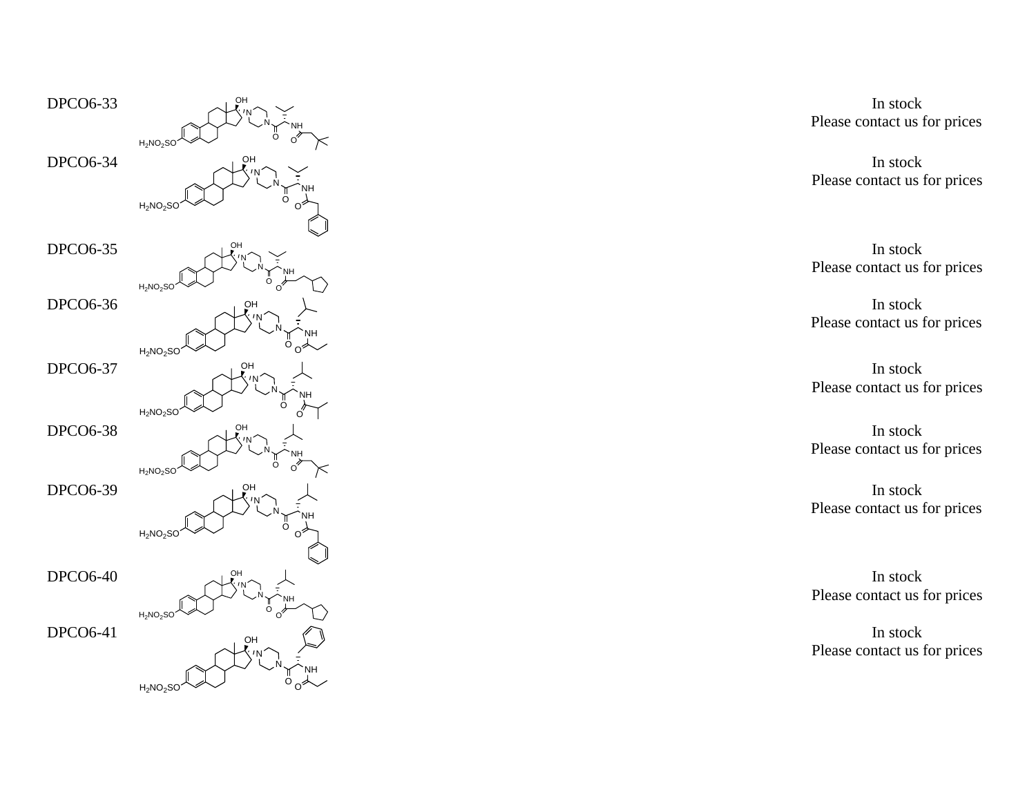| | | |
|---|---|---|
| DPCO6-33 | $H_2NO_2SO$ | In stock<br>Please contact us for prices |
| DPCO6-34 | $H_2NO_2SO$ | In stock<br>Please contact us for prices |
| DPCO6-35 | $H_2NO_2SO$ | In stock<br>Please contact us for prices |
| DPCO6-36 | $H_2NO_2SO$ | In stock<br>Please contact us for prices |
| DPCO6-37 | $H_2NO_2SO$ | In stock<br>Please contact us for prices |
| DPCO6-38 | $H_2NO_2SO$ | In stock<br>Please contact us for prices |
| DPCO6-39 | $H_2NO_2SO$ | In stock<br>Please contact us for prices |
| DPCO6-40 | $H_2NO_2SO$ | In stock<br>Please contact us for prices |
| DPCO6-41 | $H_2NO_2SO$ | In stock<br>Please contact us for prices |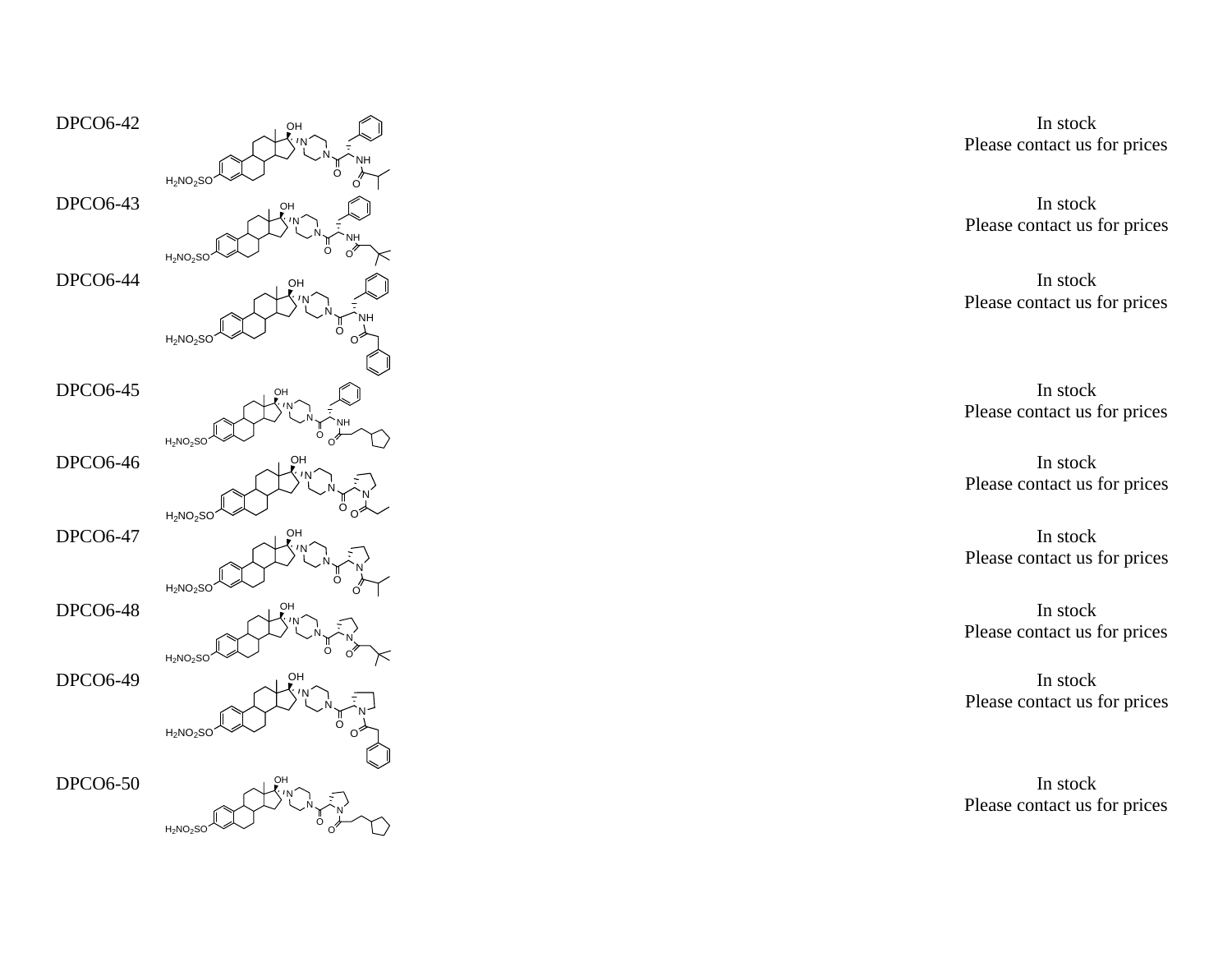| | | |
|---|---|---|
| DPCO6-42 | $H_2NO_2SO$ | In stock<br>Please contact us for prices |
| DPCO6-43 | $H_2NO_2SO$ | In stock<br>Please contact us for prices |
| DPCO6-44 | $H_2NO_2SO$ | In stock<br>Please contact us for prices |
| DPCO6-45 | $H_2NO_2SO$ | In stock<br>Please contact us for prices |
| DPCO6-46 | $H_2NO_2SO$ | In stock<br>Please contact us for prices |
| DPCO6-47 | $H_2NO_2SO$ | In stock<br>Please contact us for prices |
| DPCO6-48 | $H_2NO_2SO$ | In stock<br>Please contact us for prices |
| DPCO6-49 | $H_2NO_2SO$ | In stock<br>Please contact us for prices |
| DPCO6-50 | $H_2NO_2SO$ | In stock<br>Please contact us for prices |